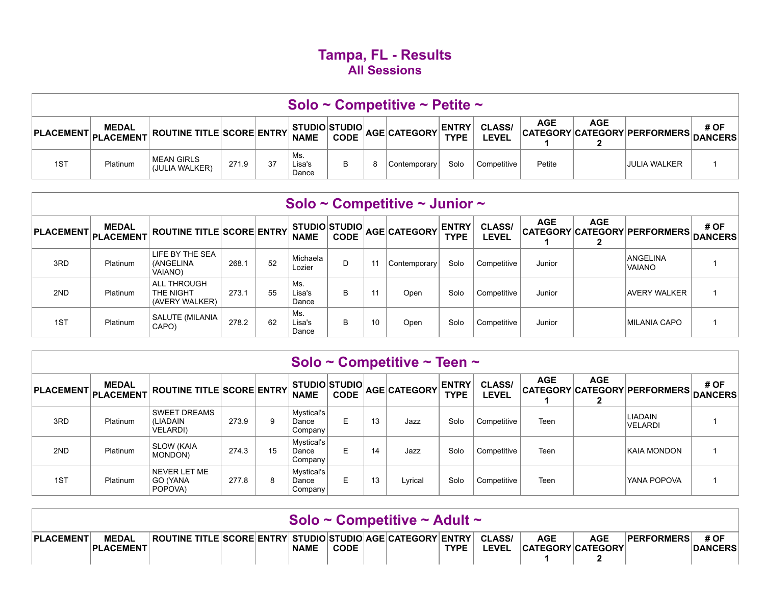# Tampa, FL - Results

## All Sessions

### Solo ~ Competitive ~ Petite ~

| PLACEMENT | MEDAL PLACEMENT | ROUTINE TITLE | SCORE | ENTRY | STUDIO NAME | STUDIO CODE | AGE | CATEGORY | ENTRY TYPE | CLASS/ LEVEL | AGE CATEGORY 1 | AGE CATEGORY 2 | PERFORMERS | # OF DANCERS |
|---|---|---|---|---|---|---|---|---|---|---|---|---|---|---|
| 1ST | Platinum | MEAN GIRLS (JULIA WALKER) | 271.9 | 37 | Ms. Lisa's Dance | B | 8 | Contemporary | Solo | Competitive | Petite | | JULIA WALKER | 1 |

### Solo ~ Competitive ~ Junior ~

| PLACEMENT | MEDAL PLACEMENT | ROUTINE TITLE | SCORE | ENTRY | STUDIO NAME | STUDIO CODE | AGE | CATEGORY | ENTRY TYPE | CLASS/ LEVEL | AGE CATEGORY 1 | AGE CATEGORY 2 | PERFORMERS | # OF DANCERS |
|---|---|---|---|---|---|---|---|---|---|---|---|---|---|---|
| 3RD | Platinum | LIFE BY THE SEA (ANGELINA VAIANO) | 268.1 | 52 | Michaela Lozier | D | 11 | Contemporary | Solo | Competitive | Junior | | ANGELINA VAIANO | 1 |
| 2ND | Platinum | ALL THROUGH THE NIGHT (AVERY WALKER) | 273.1 | 55 | Ms. Lisa's Dance | B | 11 | Open | Solo | Competitive | Junior | | AVERY WALKER | 1 |
| 1ST | Platinum | SALUTE (MILANIA CAPO) | 278.2 | 62 | Ms. Lisa's Dance | B | 10 | Open | Solo | Competitive | Junior | | MILANIA CAPO | 1 |

### Solo ~ Competitive ~ Teen ~

| PLACEMENT | MEDAL PLACEMENT | ROUTINE TITLE | SCORE | ENTRY | STUDIO NAME | STUDIO CODE | AGE | CATEGORY | ENTRY TYPE | CLASS/ LEVEL | AGE CATEGORY 1 | AGE CATEGORY 2 | PERFORMERS | # OF DANCERS |
|---|---|---|---|---|---|---|---|---|---|---|---|---|---|---|
| 3RD | Platinum | SWEET DREAMS (LIADAIN VELARDI) | 273.9 | 9 | Mystical's Dance Company | E | 13 | Jazz | Solo | Competitive | Teen | | LIADAIN VELARDI | 1 |
| 2ND | Platinum | SLOW (KAIA MONDON) | 274.3 | 15 | Mystical's Dance Company | E | 14 | Jazz | Solo | Competitive | Teen | | KAIA MONDON | 1 |
| 1ST | Platinum | NEVER LET ME GO (YANA POPOVA) | 277.8 | 8 | Mystical's Dance Company | E | 13 | Lyrical | Solo | Competitive | Teen | | YANA POPOVA | 1 |

### Solo ~ Competitive ~ Adult ~

| PLACEMENT | MEDAL PLACEMENT | ROUTINE TITLE | SCORE | ENTRY | STUDIO NAME | STUDIO CODE | AGE | CATEGORY | ENTRY TYPE | CLASS/ LEVEL | AGE CATEGORY 1 | AGE CATEGORY 2 | PERFORMERS | # OF DANCERS |
|---|---|---|---|---|---|---|---|---|---|---|---|---|---|---|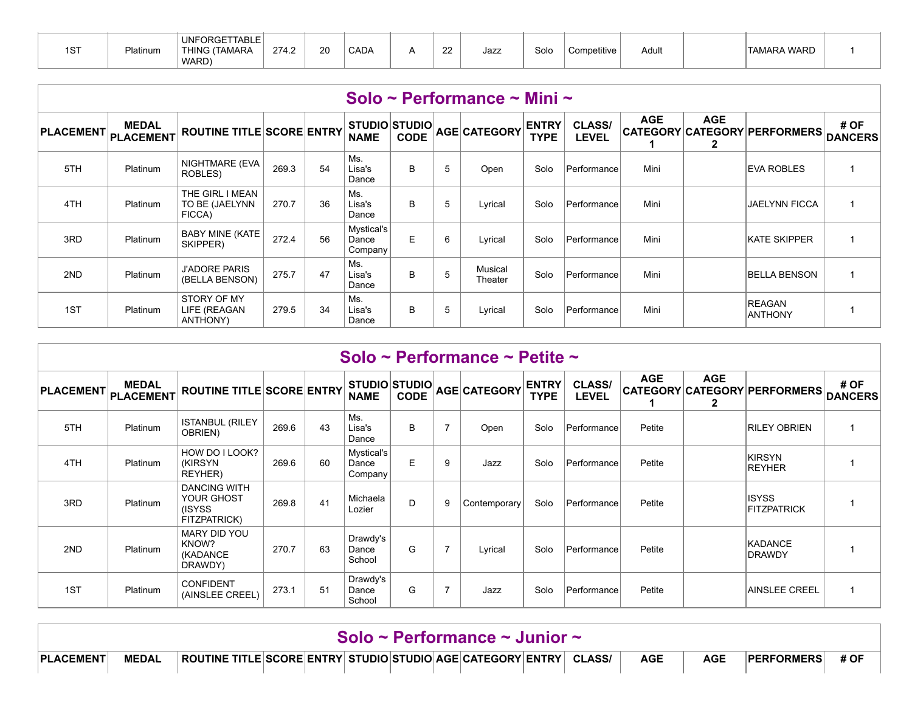| 1ST | Platinum | UNFORGETTABLE THING (TAMARA WARD) | 274.2 | 20 | CADA | A | 22 | Jazz | Solo | Competitive | Adult | | TAMARA WARD | 1 |
|---|---|---|---|---|---|---|---|---|---|---|---|---|---|---|

## Solo ~ Performance ~ Mini ~

| PLACEMENT | MEDAL PLACEMENT | ROUTINE TITLE | SCORE | ENTRY | STUDIO NAME | STUDIO CODE | AGE | CATEGORY | ENTRY TYPE | CLASS/ LEVEL | AGE CATEGORY 1 | AGE CATEGORY 2 | PERFORMERS | # OF DANCERS |
|---|---|---|---|---|---|---|---|---|---|---|---|---|---|---|
| 5TH | Platinum | NIGHTMARE (EVA ROBLES) | 269.3 | 54 | Ms. Lisa's Dance | B | 5 | Open | Solo | Performance | Mini | | EVA ROBLES | 1 |
| 4TH | Platinum | THE GIRL I MEAN TO BE (JAELYNN FICCA) | 270.7 | 36 | Ms. Lisa's Dance | B | 5 | Lyrical | Solo | Performance | Mini | | JAELYNN FICCA | 1 |
| 3RD | Platinum | BABY MINE (KATE SKIPPER) | 272.4 | 56 | Mystical's Dance Company | E | 6 | Lyrical | Solo | Performance | Mini | | KATE SKIPPER | 1 |
| 2ND | Platinum | J'ADORE PARIS (BELLA BENSON) | 275.7 | 47 | Ms. Lisa's Dance | B | 5 | Musical Theater | Solo | Performance | Mini | | BELLA BENSON | 1 |
| 1ST | Platinum | STORY OF MY LIFE (REAGAN ANTHONY) | 279.5 | 34 | Ms. Lisa's Dance | B | 5 | Lyrical | Solo | Performance | Mini | | REAGAN ANTHONY | 1 |

## Solo ~ Performance ~ Petite ~

| PLACEMENT | MEDAL PLACEMENT | ROUTINE TITLE | SCORE | ENTRY | STUDIO NAME | STUDIO CODE | AGE | CATEGORY | ENTRY TYPE | CLASS/ LEVEL | AGE CATEGORY 1 | AGE CATEGORY 2 | PERFORMERS | # OF DANCERS |
|---|---|---|---|---|---|---|---|---|---|---|---|---|---|---|
| 5TH | Platinum | ISTANBUL (RILEY OBRIEN) | 269.6 | 43 | Ms. Lisa's Dance | B | 7 | Open | Solo | Performance | Petite | | RILEY OBRIEN | 1 |
| 4TH | Platinum | HOW DO I LOOK? (KIRSYN REYHER) | 269.6 | 60 | Mystical's Dance Company | E | 9 | Jazz | Solo | Performance | Petite | | KIRSYN REYHER | 1 |
| 3RD | Platinum | DANCING WITH YOUR GHOST (ISYSS FITZPATRICK) | 269.8 | 41 | Michaela Lozier | D | 9 | Contemporary | Solo | Performance | Petite | | ISYSS FITZPATRICK | 1 |
| 2ND | Platinum | MARY DID YOU KNOW? (KADANCE DRAWDY) | 270.7 | 63 | Drawdy's Dance School | G | 7 | Lyrical | Solo | Performance | Petite | | KADANCE DRAWDY | 1 |
| 1ST | Platinum | CONFIDENT (AINSLEE CREEL) | 273.1 | 51 | Drawdy's Dance School | G | 7 | Jazz | Solo | Performance | Petite | | AINSLEE CREEL | 1 |

## Solo ~ Performance ~ Junior ~

| PLACEMENT | MEDAL | ROUTINE TITLE | SCORE | ENTRY | STUDIO | STUDIO | AGE | CATEGORY | ENTRY | CLASS/ | AGE | AGE | PERFORMERS | # OF |
|---|---|---|---|---|---|---|---|---|---|---|---|---|---|---|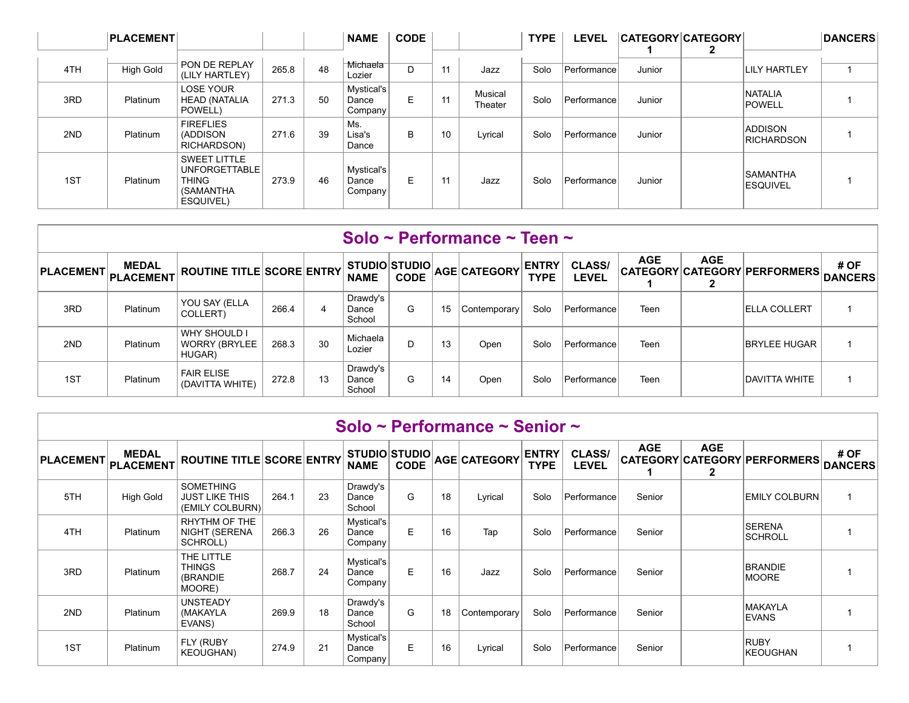| PLACEMENT | MEDAL PLACEMENT | ROUTINE TITLE | SCORE | ENTRY | STUDIO NAME | STUDIO CODE | AGE | CATEGORY | ENTRY TYPE | CLASS/ LEVEL | AGE CATEGORY 1 | AGE CATEGORY 2 | PERFORMERS | # OF DANCERS |
|---|---|---|---|---|---|---|---|---|---|---|---|---|---|---|
| 4TH | High Gold | PON DE REPLAY (LILY HARTLEY) | 265.8 | 48 | Michaela Lozier | D | 11 | Jazz | Solo | Performance | Junior | | LILY HARTLEY | 1 |
| 3RD | Platinum | LOSE YOUR HEAD (NATALIA POWELL) | 271.3 | 50 | Mystical's Dance Company | E | 11 | Musical Theater | Solo | Performance | Junior | | NATALIA POWELL | 1 |
| 2ND | Platinum | FIREFLIES (ADDISON RICHARDSON) | 271.6 | 39 | Ms. Lisa's Dance | B | 10 | Lyrical | Solo | Performance | Junior | | ADDISON RICHARDSON | 1 |
| 1ST | Platinum | SWEET LITTLE UNFORGETTABLE THING (SAMANTHA ESQUIVEL) | 273.9 | 46 | Mystical's Dance Company | E | 11 | Jazz | Solo | Performance | Junior | | SAMANTHA ESQUIVEL | 1 |

## Solo ~ Performance ~ Teen ~

| PLACEMENT | MEDAL PLACEMENT | ROUTINE TITLE | SCORE | ENTRY | STUDIO NAME | STUDIO CODE | AGE | CATEGORY | ENTRY TYPE | CLASS/ LEVEL | AGE CATEGORY 1 | AGE CATEGORY 2 | PERFORMERS | # OF DANCERS |
|---|---|---|---|---|---|---|---|---|---|---|---|---|---|---|
| 3RD | Platinum | YOU SAY (ELLA COLLERT) | 266.4 | 4 | Drawdy's Dance School | G | 15 | Contemporary | Solo | Performance | Teen | | ELLA COLLERT | 1 |
| 2ND | Platinum | WHY SHOULD I WORRY (BRYLEE HUGAR) | 268.3 | 30 | Michaela Lozier | D | 13 | Open | Solo | Performance | Teen | | BRYLEE HUGAR | 1 |
| 1ST | Platinum | FAIR ELISE (DAVITTA WHITE) | 272.8 | 13 | Drawdy's Dance School | G | 14 | Open | Solo | Performance | Teen | | DAVITTA WHITE | 1 |

## Solo ~ Performance ~ Senior ~

| PLACEMENT | MEDAL PLACEMENT | ROUTINE TITLE | SCORE | ENTRY | STUDIO NAME | STUDIO CODE | AGE | CATEGORY | ENTRY TYPE | CLASS/ LEVEL | AGE CATEGORY 1 | AGE CATEGORY 2 | PERFORMERS | # OF DANCERS |
|---|---|---|---|---|---|---|---|---|---|---|---|---|---|---|
| 5TH | High Gold | SOMETHING JUST LIKE THIS (EMILY COLBURN) | 264.1 | 23 | Drawdy's Dance School | G | 18 | Lyrical | Solo | Performance | Senior | | EMILY COLBURN | 1 |
| 4TH | Platinum | RHYTHM OF THE NIGHT (SERENA SCHROLL) | 266.3 | 26 | Mystical's Dance Company | E | 16 | Tap | Solo | Performance | Senior | | SERENA SCHROLL | 1 |
| 3RD | Platinum | THE LITTLE THINGS (BRANDIE MOORE) | 268.7 | 24 | Mystical's Dance Company | E | 16 | Jazz | Solo | Performance | Senior | | BRANDIE MOORE | 1 |
| 2ND | Platinum | UNSTEADY (MAKAYLA EVANS) | 269.9 | 18 | Drawdy's Dance School | G | 18 | Contemporary | Solo | Performance | Senior | | MAKAYLA EVANS | 1 |
| 1ST | Platinum | FLY (RUBY KEOUGHAN) | 274.9 | 21 | Mystical's Dance Company | E | 16 | Lyrical | Solo | Performance | Senior | | RUBY KEOUGHAN | 1 |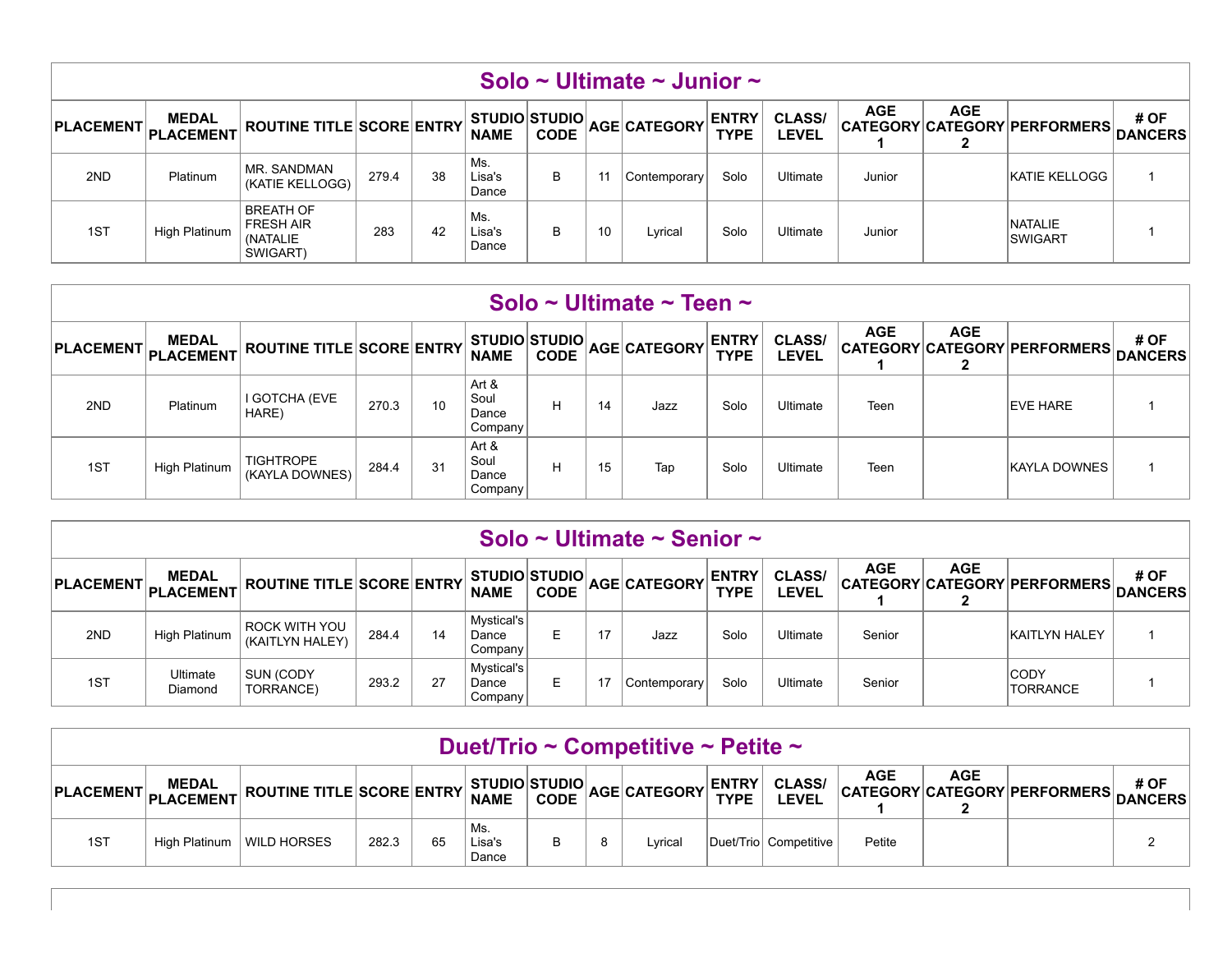## Solo ~ Ultimate ~ Junior ~

| PLACEMENT | MEDAL PLACEMENT | ROUTINE TITLE | SCORE | ENTRY | STUDIO NAME | STUDIO CODE | AGE | CATEGORY | ENTRY TYPE | CLASS/ LEVEL | AGE CATEGORY 1 | AGE CATEGORY 2 | PERFORMERS | # OF DANCERS |
|---|---|---|---|---|---|---|---|---|---|---|---|---|---|---|
| 2ND | Platinum | MR. SANDMAN (KATIE KELLOGG) | 279.4 | 38 | Ms. Lisa's Dance | B | 11 | Contemporary | Solo | Ultimate | Junior | | KATIE KELLOGG | 1 |
| 1ST | High Platinum | BREATH OF FRESH AIR (NATALIE SWIGART) | 283 | 42 | Ms. Lisa's Dance | B | 10 | Lyrical | Solo | Ultimate | Junior | | NATALIE SWIGART | 1 |

## Solo ~ Ultimate ~ Teen ~

| PLACEMENT | MEDAL PLACEMENT | ROUTINE TITLE | SCORE | ENTRY | STUDIO NAME | STUDIO CODE | AGE | CATEGORY | ENTRY TYPE | CLASS/ LEVEL | AGE CATEGORY 1 | AGE CATEGORY 2 | PERFORMERS | # OF DANCERS |
|---|---|---|---|---|---|---|---|---|---|---|---|---|---|---|
| 2ND | Platinum | I GOTCHA (EVE HARE) | 270.3 | 10 | Art & Soul Dance Company | H | 14 | Jazz | Solo | Ultimate | Teen | | EVE HARE | 1 |
| 1ST | High Platinum | TIGHTROPE (KAYLA DOWNES) | 284.4 | 31 | Art & Soul Dance Company | H | 15 | Tap | Solo | Ultimate | Teen | | KAYLA DOWNES | 1 |

## Solo ~ Ultimate ~ Senior ~

| PLACEMENT | MEDAL PLACEMENT | ROUTINE TITLE | SCORE | ENTRY | STUDIO NAME | STUDIO CODE | AGE | CATEGORY | ENTRY TYPE | CLASS/ LEVEL | AGE CATEGORY 1 | AGE CATEGORY 2 | PERFORMERS | # OF DANCERS |
|---|---|---|---|---|---|---|---|---|---|---|---|---|---|---|
| 2ND | High Platinum | ROCK WITH YOU (KAITLYN HALEY) | 284.4 | 14 | Mystical's Dance Company | E | 17 | Jazz | Solo | Ultimate | Senior | | KAITLYN HALEY | 1 |
| 1ST | Ultimate Diamond | SUN (CODY TORRANCE) | 293.2 | 27 | Mystical's Dance Company | E | 17 | Contemporary | Solo | Ultimate | Senior | | CODY TORRANCE | 1 |

## Duet/Trio ~ Competitive ~ Petite ~

| PLACEMENT | MEDAL PLACEMENT | ROUTINE TITLE | SCORE | ENTRY | STUDIO NAME | STUDIO CODE | AGE | CATEGORY | ENTRY TYPE | CLASS/ LEVEL | AGE CATEGORY 1 | AGE CATEGORY 2 | PERFORMERS | # OF DANCERS |
|---|---|---|---|---|---|---|---|---|---|---|---|---|---|---|
| 1ST | High Platinum | WILD HORSES | 282.3 | 65 | Ms. Lisa's Dance | B | 8 | Lyrical | Duet/Trio | Competitive | Petite | | | 2 |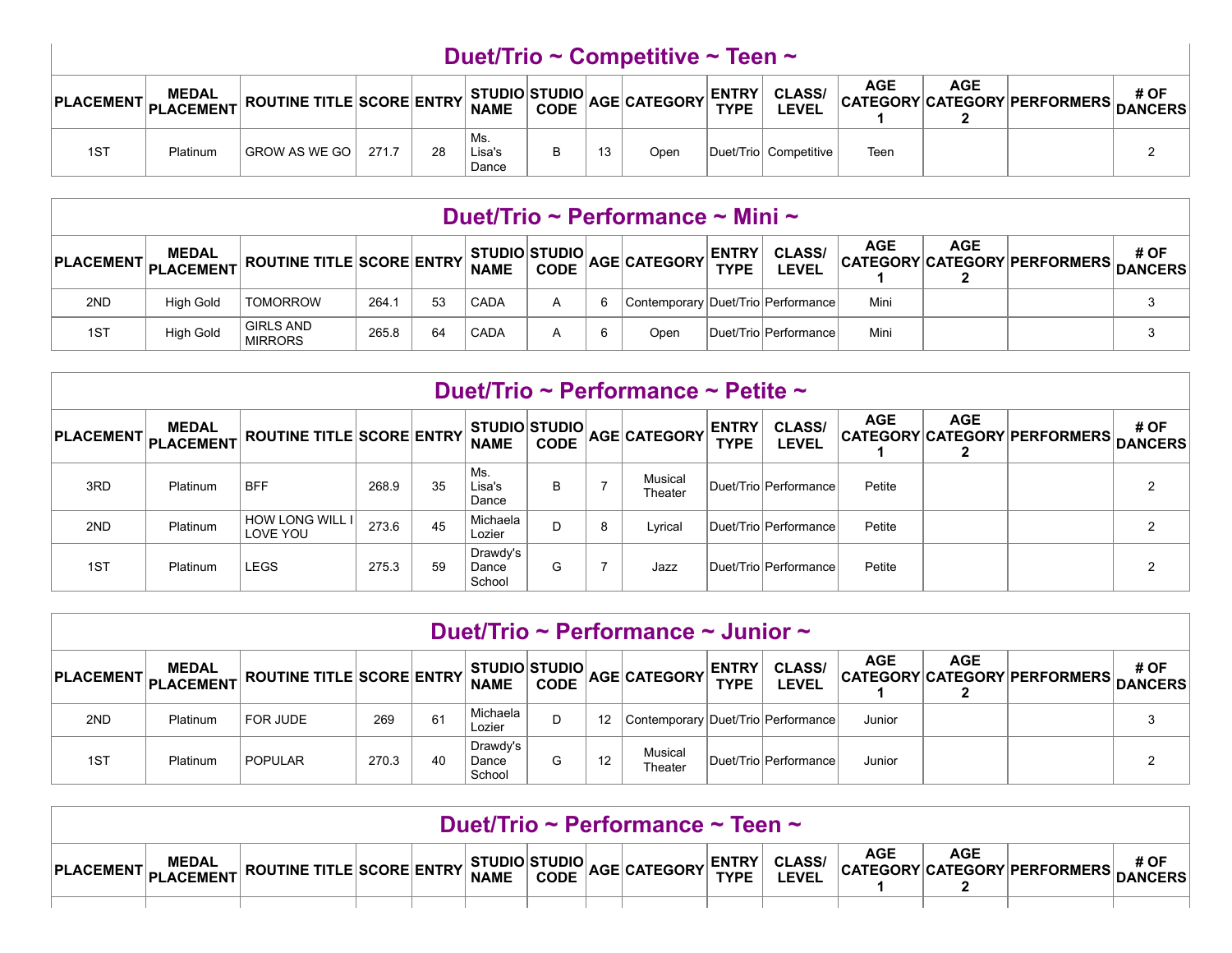## Duet/Trio ~ Competitive ~ Teen ~

| PLACEMENT | MEDAL PLACEMENT | ROUTINE TITLE | SCORE | ENTRY | STUDIO NAME | STUDIO CODE | AGE | CATEGORY | ENTRY TYPE | CLASS/ LEVEL | AGE CATEGORY 1 | AGE CATEGORY 2 | PERFORMERS | # OF DANCERS |
|---|---|---|---|---|---|---|---|---|---|---|---|---|---|---|
| 1ST | Platinum | GROW AS WE GO | 271.7 | 28 | Ms. Lisa's Dance | B | 13 | Open | Duet/Trio | Competitive | Teen | | | 2 |

## Duet/Trio ~ Performance ~ Mini ~

| PLACEMENT | MEDAL PLACEMENT | ROUTINE TITLE | SCORE | ENTRY | STUDIO NAME | STUDIO CODE | AGE | CATEGORY | ENTRY TYPE | CLASS/ LEVEL | AGE CATEGORY 1 | AGE CATEGORY 2 | PERFORMERS | # OF DANCERS |
|---|---|---|---|---|---|---|---|---|---|---|---|---|---|---|
| 2ND | High Gold | TOMORROW | 264.1 | 53 | CADA | A | 6 | Contemporary | Duet/Trio | Performance | Mini | | | 3 |
| 1ST | High Gold | GIRLS AND MIRRORS | 265.8 | 64 | CADA | A | 6 | Open | Duet/Trio | Performance | Mini | | | 3 |

## Duet/Trio ~ Performance ~ Petite ~

| PLACEMENT | MEDAL PLACEMENT | ROUTINE TITLE | SCORE | ENTRY | STUDIO NAME | STUDIO CODE | AGE | CATEGORY | ENTRY TYPE | CLASS/ LEVEL | AGE CATEGORY 1 | AGE CATEGORY 2 | PERFORMERS | # OF DANCERS |
|---|---|---|---|---|---|---|---|---|---|---|---|---|---|---|
| 3RD | Platinum | BFF | 268.9 | 35 | Ms. Lisa's Dance | B | 7 | Musical Theater | Duet/Trio | Performance | Petite | | | 2 |
| 2ND | Platinum | HOW LONG WILL I LOVE YOU | 273.6 | 45 | Michaela Lozier | D | 8 | Lyrical | Duet/Trio | Performance | Petite | | | 2 |
| 1ST | Platinum | LEGS | 275.3 | 59 | Drawdy's Dance School | G | 7 | Jazz | Duet/Trio | Performance | Petite | | | 2 |

## Duet/Trio ~ Performance ~ Junior ~

| PLACEMENT | MEDAL PLACEMENT | ROUTINE TITLE | SCORE | ENTRY | STUDIO NAME | STUDIO CODE | AGE | CATEGORY | ENTRY TYPE | CLASS/ LEVEL | AGE CATEGORY 1 | AGE CATEGORY 2 | PERFORMERS | # OF DANCERS |
|---|---|---|---|---|---|---|---|---|---|---|---|---|---|---|
| 2ND | Platinum | FOR JUDE | 269 | 61 | Michaela Lozier | D | 12 | Contemporary | Duet/Trio | Performance | Junior | | | 3 |
| 1ST | Platinum | POPULAR | 270.3 | 40 | Drawdy's Dance School | G | 12 | Musical Theater | Duet/Trio | Performance | Junior | | | 2 |

## Duet/Trio ~ Performance ~ Teen ~

| PLACEMENT | MEDAL PLACEMENT | ROUTINE TITLE | SCORE | ENTRY | STUDIO NAME | STUDIO CODE | AGE | CATEGORY | ENTRY TYPE | CLASS/ LEVEL | AGE CATEGORY 1 | AGE CATEGORY 2 | PERFORMERS | # OF DANCERS |
|---|---|---|---|---|---|---|---|---|---|---|---|---|---|---|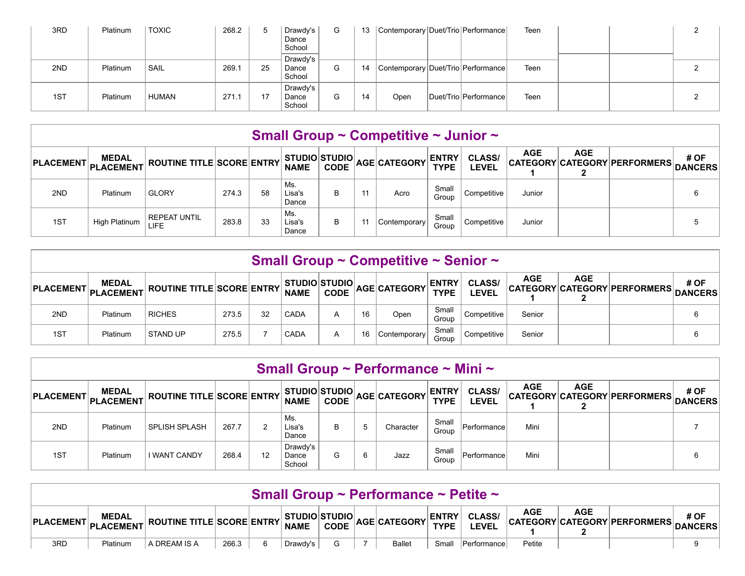| PLACEMENT | MEDAL PLACEMENT | ROUTINE TITLE | SCORE | ENTRY | STUDIO NAME | STUDIO CODE | AGE | CATEGORY | ENTRY TYPE | CLASS/ LEVEL | AGE CATEGORY 1 | AGE CATEGORY 2 | PERFORMERS | # OF DANCERS |
|---|---|---|---|---|---|---|---|---|---|---|---|---|---|---|
| 3RD | Platinum | TOXIC | 268.2 | 5 | Drawdy's Dance School | G | 13 | Contemporary | Duet/Trio | Performance | Teen | | | 2 |
| 2ND | Platinum | SAIL | 269.1 | 25 | Drawdy's Dance School | G | 14 | Contemporary | Duet/Trio | Performance | Teen | | | 2 |
| 1ST | Platinum | HUMAN | 271.1 | 17 | Drawdy's Dance School | G | 14 | Open | Duet/Trio | Performance | Teen | | | 2 |

## Small Group ~ Competitive ~ Junior ~

| PLACEMENT | MEDAL PLACEMENT | ROUTINE TITLE | SCORE | ENTRY | STUDIO NAME | STUDIO CODE | AGE | CATEGORY | ENTRY TYPE | CLASS/ LEVEL | AGE CATEGORY 1 | AGE CATEGORY 2 | PERFORMERS | # OF DANCERS |
|---|---|---|---|---|---|---|---|---|---|---|---|---|---|---|
| 2ND | Platinum | GLORY | 274.3 | 58 | Ms. Lisa's Dance | B | 11 | Acro | Small Group | Competitive | Junior | | | 6 |
| 1ST | High Platinum | REPEAT UNTIL LIFE | 283.8 | 33 | Ms. Lisa's Dance | B | 11 | Contemporary | Small Group | Competitive | Junior | | | 5 |

## Small Group ~ Competitive ~ Senior ~

| PLACEMENT | MEDAL PLACEMENT | ROUTINE TITLE | SCORE | ENTRY | STUDIO NAME | STUDIO CODE | AGE | CATEGORY | ENTRY TYPE | CLASS/ LEVEL | AGE CATEGORY 1 | AGE CATEGORY 2 | PERFORMERS | # OF DANCERS |
|---|---|---|---|---|---|---|---|---|---|---|---|---|---|---|
| 2ND | Platinum | RICHES | 273.5 | 32 | CADA | A | 16 | Open | Small Group | Competitive | Senior | | | 6 |
| 1ST | Platinum | STAND UP | 275.5 | 7 | CADA | A | 16 | Contemporary | Small Group | Competitive | Senior | | | 6 |

## Small Group ~ Performance ~ Mini ~

| PLACEMENT | MEDAL PLACEMENT | ROUTINE TITLE | SCORE | ENTRY | STUDIO NAME | STUDIO CODE | AGE | CATEGORY | ENTRY TYPE | CLASS/ LEVEL | AGE CATEGORY 1 | AGE CATEGORY 2 | PERFORMERS | # OF DANCERS |
|---|---|---|---|---|---|---|---|---|---|---|---|---|---|---|
| 2ND | Platinum | SPLISH SPLASH | 267.7 | 2 | Ms. Lisa's Dance | B | 5 | Character | Small Group | Performance | Mini | | | 7 |
| 1ST | Platinum | I WANT CANDY | 268.4 | 12 | Drawdy's Dance School | G | 6 | Jazz | Small Group | Performance | Mini | | | 6 |

## Small Group ~ Performance ~ Petite ~

| PLACEMENT | MEDAL PLACEMENT | ROUTINE TITLE | SCORE | ENTRY | STUDIO NAME | STUDIO CODE | AGE | CATEGORY | ENTRY TYPE | CLASS/ LEVEL | AGE CATEGORY 1 | AGE CATEGORY 2 | PERFORMERS | # OF DANCERS |
|---|---|---|---|---|---|---|---|---|---|---|---|---|---|---|
| 3RD | Platinum | A DREAM IS A | 266.3 | 6 | Drawdy's | G | 7 | Ballet | Small | Performance | Petite | | | 9 |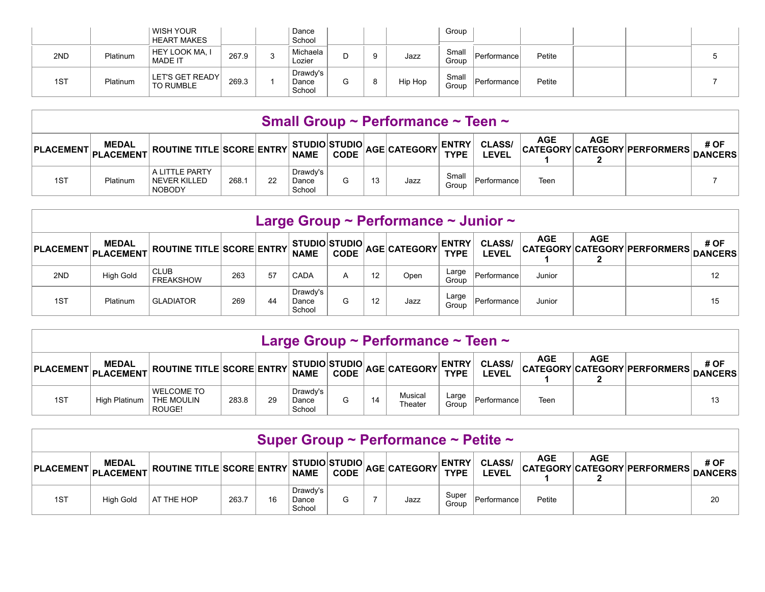| | | | | | | | | | | | | | | |
|---|---|---|---|---|---|---|---|---|---|---|---|---|---|---|
| | | WISH YOUR HEART MAKES | | | Dance School | | | | Group | | | | | |
| 2ND | Platinum | HEY LOOK MA, I MADE IT | 267.9 | 3 | Michaela Lozier | D | 9 | Jazz | Small Group | Performance | Petite | | | 5 |
| 1ST | Platinum | LET'S GET READY TO RUMBLE | 269.3 | 1 | Drawdy's Dance School | G | 8 | Hip Hop | Small Group | Performance | Petite | | | 7 |

## Small Group ~ Performance ~ Teen ~

| PLACEMENT | MEDAL PLACEMENT | ROUTINE TITLE | SCORE | ENTRY | STUDIO NAME | STUDIO CODE | AGE | CATEGORY | ENTRY TYPE | CLASS/ LEVEL | AGE CATEGORY 1 | AGE CATEGORY 2 | PERFORMERS | # OF DANCERS |
|---|---|---|---|---|---|---|---|---|---|---|---|---|---|---|
| 1ST | Platinum | A LITTLE PARTY NEVER KILLED NOBODY | 268.1 | 22 | Drawdy's Dance School | G | 13 | Jazz | Small Group | Performance | Teen | | | 7 |

## Large Group ~ Performance ~ Junior ~

| PLACEMENT | MEDAL PLACEMENT | ROUTINE TITLE | SCORE | ENTRY | STUDIO NAME | STUDIO CODE | AGE | CATEGORY | ENTRY TYPE | CLASS/ LEVEL | AGE CATEGORY 1 | AGE CATEGORY 2 | PERFORMERS | # OF DANCERS |
|---|---|---|---|---|---|---|---|---|---|---|---|---|---|---|
| 2ND | High Gold | CLUB FREAKSHOW | 263 | 57 | CADA | A | 12 | Open | Large Group | Performance | Junior | | | 12 |
| 1ST | Platinum | GLADIATOR | 269 | 44 | Drawdy's Dance School | G | 12 | Jazz | Large Group | Performance | Junior | | | 15 |

## Large Group ~ Performance ~ Teen ~

| PLACEMENT | MEDAL PLACEMENT | ROUTINE TITLE | SCORE | ENTRY | STUDIO NAME | STUDIO CODE | AGE | CATEGORY | ENTRY TYPE | CLASS/ LEVEL | AGE CATEGORY 1 | AGE CATEGORY 2 | PERFORMERS | # OF DANCERS |
|---|---|---|---|---|---|---|---|---|---|---|---|---|---|---|
| 1ST | High Platinum | WELCOME TO THE MOULIN ROUGE! | 283.8 | 29 | Drawdy's Dance School | G | 14 | Musical Theater | Large Group | Performance | Teen | | | 13 |

## Super Group ~ Performance ~ Petite ~

| PLACEMENT | MEDAL PLACEMENT | ROUTINE TITLE | SCORE | ENTRY | STUDIO NAME | STUDIO CODE | AGE | CATEGORY | ENTRY TYPE | CLASS/ LEVEL | AGE CATEGORY 1 | AGE CATEGORY 2 | PERFORMERS | # OF DANCERS |
|---|---|---|---|---|---|---|---|---|---|---|---|---|---|---|
| 1ST | High Gold | AT THE HOP | 263.7 | 16 | Drawdy's Dance School | G | 7 | Jazz | Super Group | Performance | Petite | | | 20 |